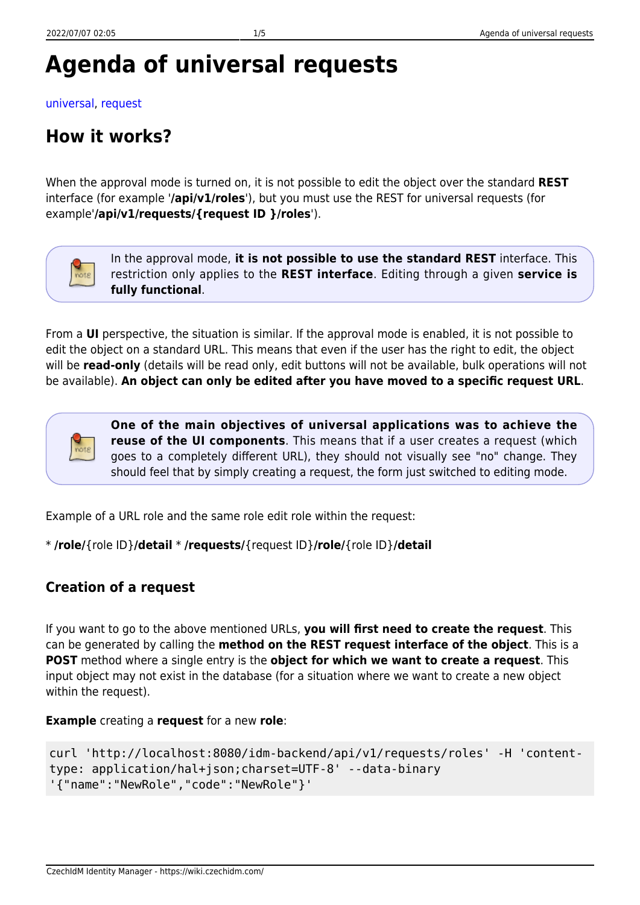# Agenda of universal requests

universal, request

## How it works?

When the approval mode is turned on, it is not possible to edit the object over the standard **REST** interface (for example '**/api/v1/roles**'), but you must use the REST for universal requests (for example'**/api/v1/requests/{request ID }/roles**').

In the approval mode, **it is not possible to use the standard REST** interface. This restriction only applies to the **REST interface**. Editing through a given **service is fully functional**.

From a **UI** perspective, the situation is similar. If the approval mode is enabled, it is not possible to edit the object on a standard URL. This means that even if the user has the right to edit, the object will be **read-only** (details will be read only, edit buttons will not be available, bulk operations will not be available). **An object can only be edited after you have moved to a specific request URL**.

**One of the main objectives of universal applications was to achieve the reuse of the UI components**. This means that if a user creates a request (which goes to a completely different URL), they should not visually see "no" change. They should feel that by simply creating a request, the form just switched to editing mode.

Example of a URL role and the same role edit role within the request:

* **/role/**{role ID}**/detail** * **/requests/**{request ID}**/role/**{role ID}**/detail**

### Creation of a request

If you want to go to the above mentioned URLs, **you will first need to create the request**. This can be generated by calling the **method on the REST request interface of the object**. This is a **POST** method where a single entry is the **object for which we want to create a request**. This input object may not exist in the database (for a situation where we want to create a new object within the request).

**Example** creating a **request** for a new **role**:

```
curl 'http://localhost:8080/idm-backend/api/v1/requests/roles' -H 'content-type: application/hal+json;charset=UTF-8' --data-binary '{"name":"NewRole","code":"NewRole"}'
```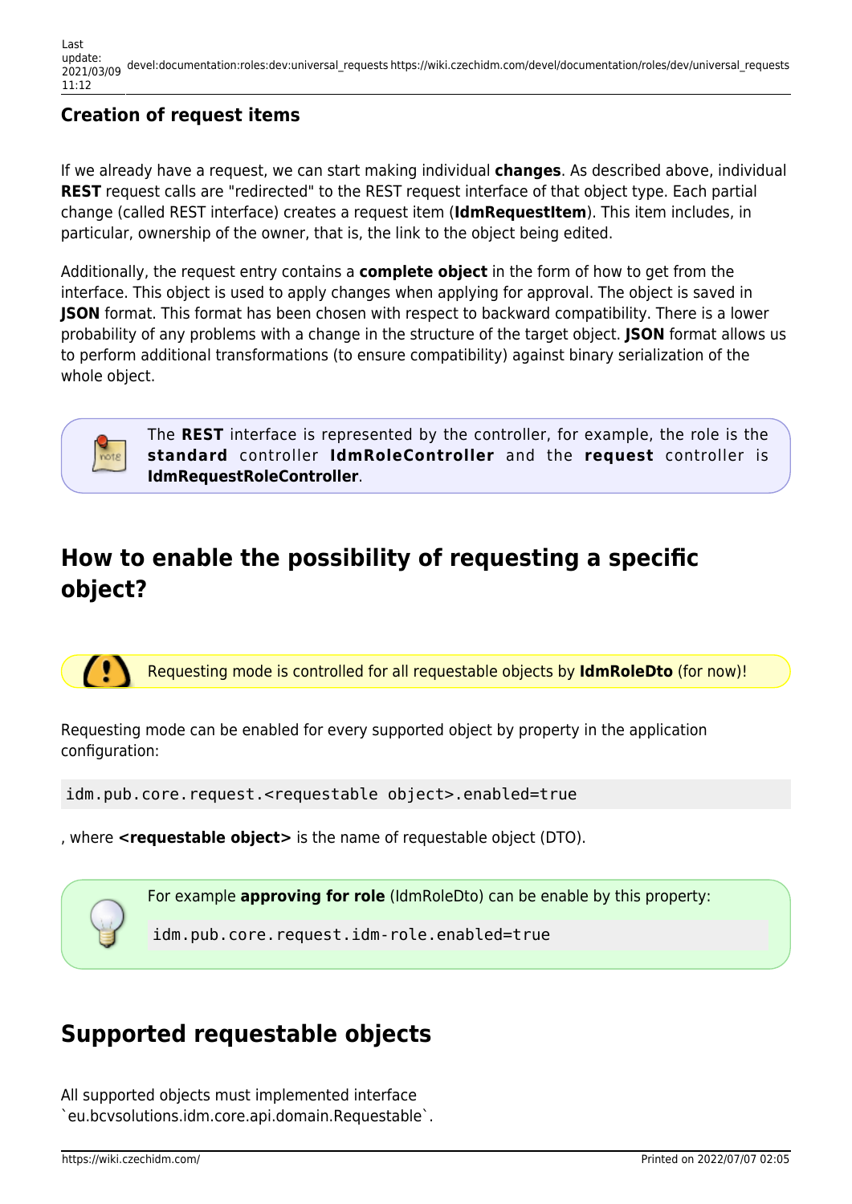### Creation of request items

If we already have a request, we can start making individual **changes**. As described above, individual **REST** request calls are "redirected" to the REST request interface of that object type. Each partial change (called REST interface) creates a request item (**IdmRequestItem**). This item includes, in particular, ownership of the owner, that is, the link to the object being edited.

Additionally, the request entry contains a **complete object** in the form of how to get from the interface. This object is used to apply changes when applying for approval. The object is saved in **JSON** format. This format has been chosen with respect to backward compatibility. There is a lower probability of any problems with a change in the structure of the target object. **JSON** format allows us to perform additional transformations (to ensure compatibility) against binary serialization of the whole object.

The **REST** interface is represented by the controller, for example, the role is the **standard** controller **IdmRoleController** and the **request** controller is **IdmRequestRoleController**.

## How to enable the possibility of requesting a specific object?

Requesting mode is controlled for all requestable objects by **IdmRoleDto** (for now)!

Requesting mode can be enabled for every supported object by property in the application configuration:

```
idm.pub.core.request.<requestable object>.enabled=true
```

, where **<requestable object>** is the name of requestable object (DTO).

For example **approving for role** (IdmRoleDto) can be enable by this property:

```
idm.pub.core.request.idm-role.enabled=true
```

## Supported requestable objects

All supported objects must implemented interface `eu.bcvsolutions.idm.core.api.domain.Requestable`.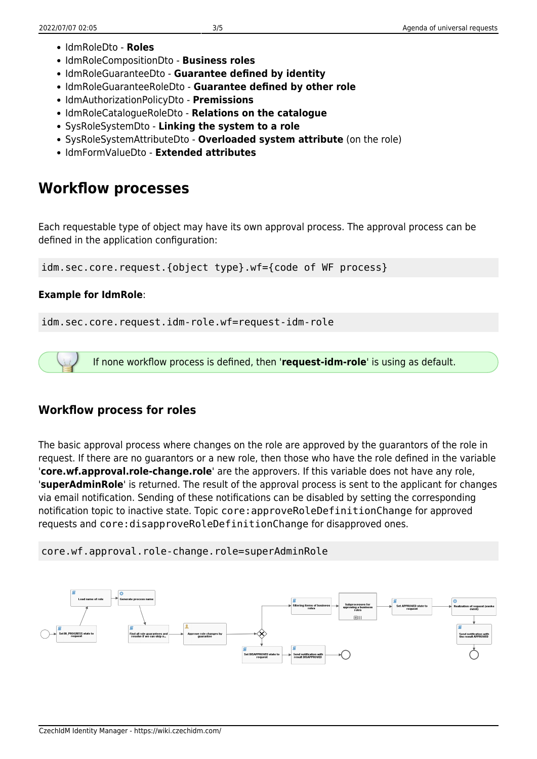- IdmRoleDto - **Roles**
- IdmRoleCompositionDto - **Business roles**
- IdmRoleGuaranteeDto - **Guarantee defined by identity**
- IdmRoleGuaranteeRoleDto - **Guarantee defined by other role**
- IdmAuthorizationPolicyDto - **Premissions**
- IdmRoleCatalogueRoleDto - **Relations on the catalogue**
- SysRoleSystemDto - **Linking the system to a role**
- SysRoleSystemAttributeDto - **Overloaded system attribute** (on the role)
- IdmFormValueDto - **Extended attributes**

# Workflow processes

Each requestable type of object may have its own approval process. The approval process can be defined in the application configuration:

```
idm.sec.core.request.{object type}.wf={code of WF process}
```

**Example for IdmRole**:

```
idm.sec.core.request.idm-role.wf=request-idm-role
```

If none workflow process is defined, then '**request-idm-role**' is using as default.

## Workflow process for roles

The basic approval process where changes on the role are approved by the guarantors of the role in request. If there are no guarantors or a new role, then those who have the role defined in the variable '**core.wf.approval.role-change.role**' are the approvers. If this variable does not have any role, '**superAdminRole**' is returned. The result of the approval process is sent to the applicant for changes via email notification. Sending of these notifications can be disabled by setting the corresponding notification topic to inactive state. Topic `core:approveRoleDefinitionChange` for approved requests and `core:disapproveRoleDefinitionChange` for disapproved ones.

```
core.wf.approval.role-change.role=superAdminRole
```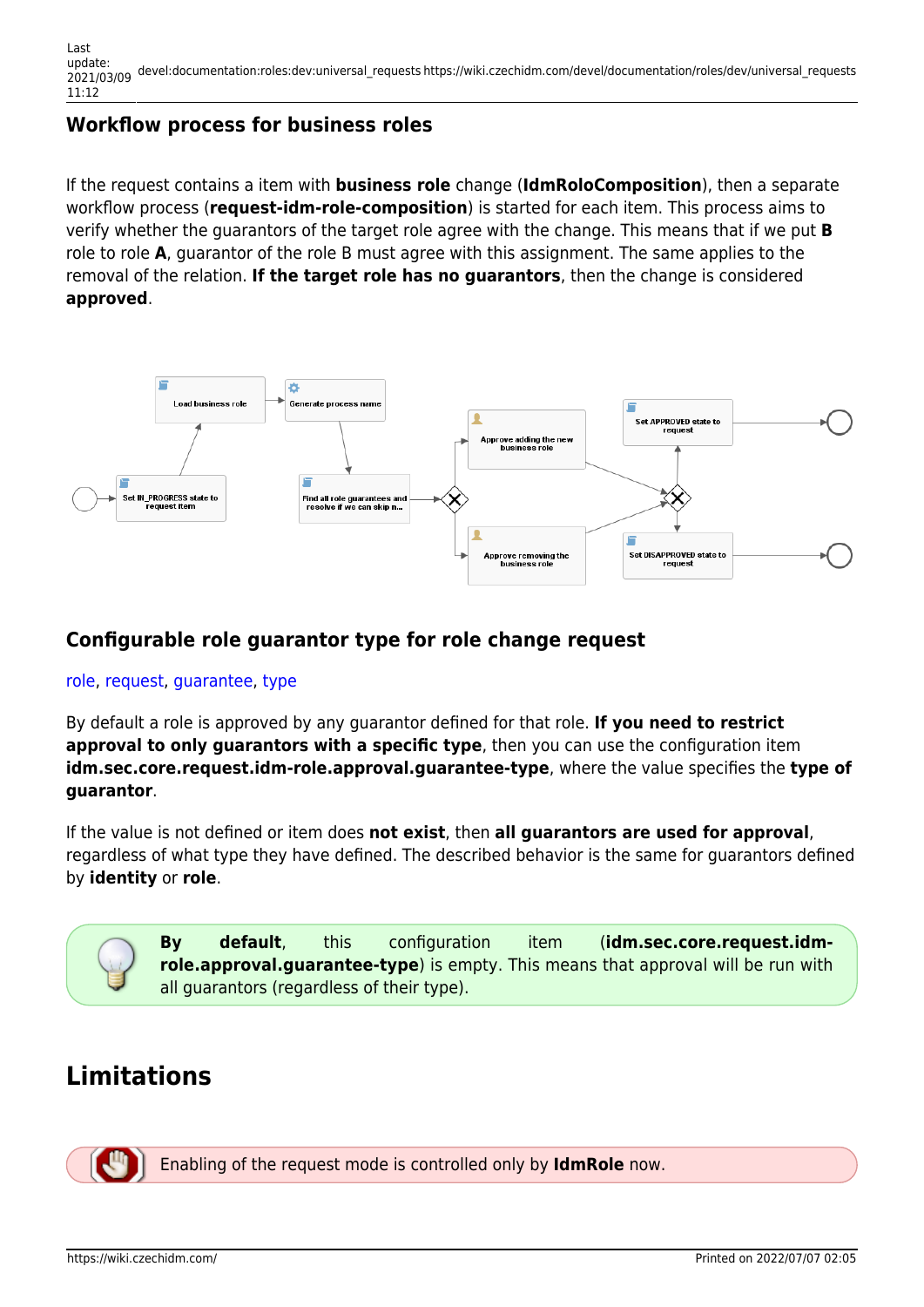### Workflow process for business roles

If the request contains a item with **business role** change (**IdmRoloComposition**), then a separate workflow process (**request-idm-role-composition**) is started for each item. This process aims to verify whether the guarantors of the target role agree with the change. This means that if we put **B** role to role **A**, guarantor of the role B must agree with this assignment. The same applies to the removal of the relation. **If the target role has no guarantors**, then the change is considered **approved**.

### Configurable role guarantor type for role change request

role, request, guarantee, type

By default a role is approved by any guarantor defined for that role. **If you need to restrict approval to only guarantors with a specific type**, then you can use the configuration item **idm.sec.core.request.idm-role.approval.guarantee-type**, where the value specifies the **type of guarantor**.

If the value is not defined or item does **not exist**, then **all guarantors are used for approval**, regardless of what type they have defined. The described behavior is the same for guarantors defined by **identity** or **role**.

**By default**, this configuration item (**idm.sec.core.request.idm-role.approval.guarantee-type**) is empty. This means that approval will be run with all guarantors (regardless of their type).

## Limitations

Enabling of the request mode is controlled only by **IdmRole** now.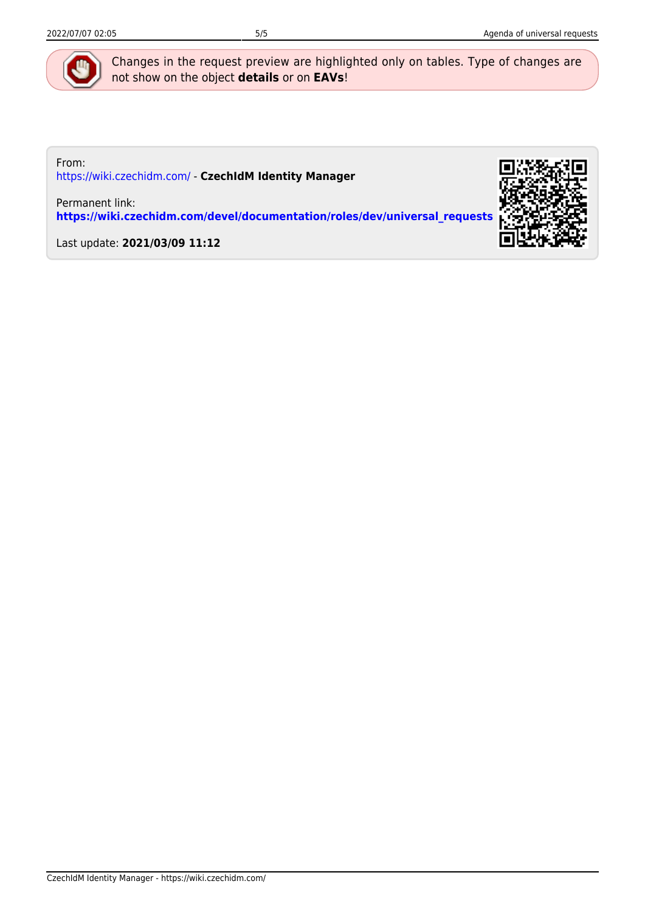Changes in the request preview are highlighted only on tables. Type of changes are not show on the object **details** or on **EAVs**!

From:
https://wiki.czechidm.com/ - **CzechIdM Identity Manager**

Permanent link:
**https://wiki.czechidm.com/devel/documentation/roles/dev/universal_requests**

Last update: **2021/03/09 11:12**